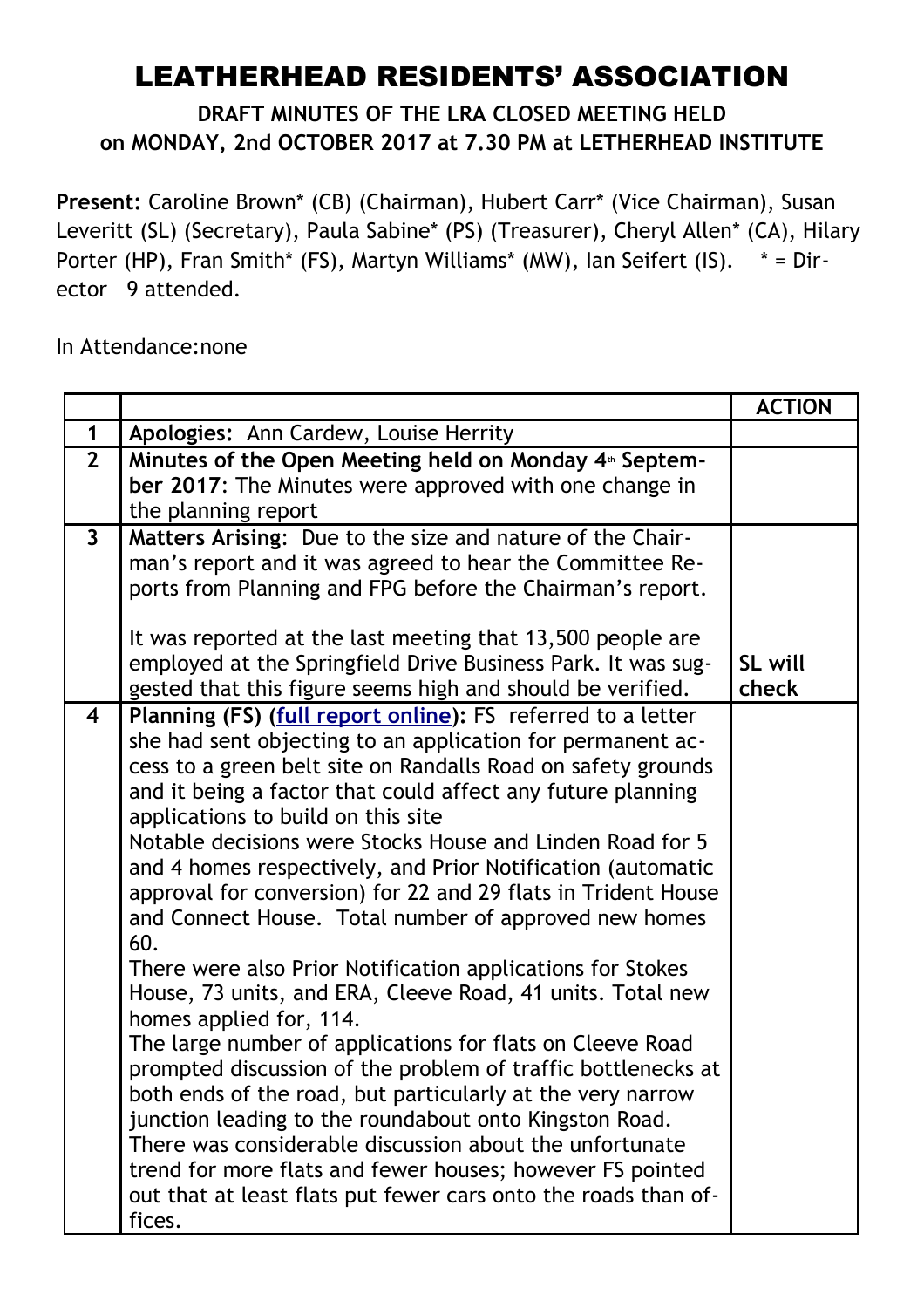# LEATHERHEAD RESIDENTS' ASSOCIATION

**DRAFT MINUTES OF THE LRA CLOSED MEETING HELD on MONDAY, 2nd OCTOBER 2017 at 7.30 PM at LETHERHEAD INSTITUTE**

**Present:** Caroline Brown* (CB) (Chairman), Hubert Carr* (Vice Chairman), Susan Leveritt (SL) (Secretary), Paula Sabine* (PS) (Treasurer), Cheryl Allen* (CA), Hilary Porter (HP), Fran Smith* (FS), Martyn Williams* (MW), Ian Seifert (IS). * = Director 9 attended.

In Attendance:none

| | | ACTION |
|---|---|---|
| 1 | **Apologies:** Ann Cardew, Louise Herrity | |
| 2 | **Minutes of the Open Meeting held on Monday 4th September 2017**: The Minutes were approved with one change in the planning report | |
| 3 | **Matters Arising**: Due to the size and nature of the Chairman's report and it was agreed to hear the Committee Reports from Planning and FPG before the Chairman's report.<br><br>It was reported at the last meeting that 13,500 people are employed at the Springfield Drive Business Park. It was suggested that this figure seems high and should be verified. | **SL will check** |
| 4 | **Planning (FS) (full report online):** FS referred to a letter she had sent objecting to an application for permanent access to a green belt site on Randalls Road on safety grounds and it being a factor that could affect any future planning applications to build on this site<br>Notable decisions were Stocks House and Linden Road for 5 and 4 homes respectively, and Prior Notification (automatic approval for conversion) for 22 and 29 flats in Trident House and Connect House. Total number of approved new homes 60.<br>There were also Prior Notification applications for Stokes House, 73 units, and ERA, Cleeve Road, 41 units. Total new homes applied for, 114.<br>The large number of applications for flats on Cleeve Road prompted discussion of the problem of traffic bottlenecks at both ends of the road, but particularly at the very narrow junction leading to the roundabout onto Kingston Road.<br>There was considerable discussion about the unfortunate trend for more flats and fewer houses; however FS pointed out that at least flats put fewer cars onto the roads than offices. | |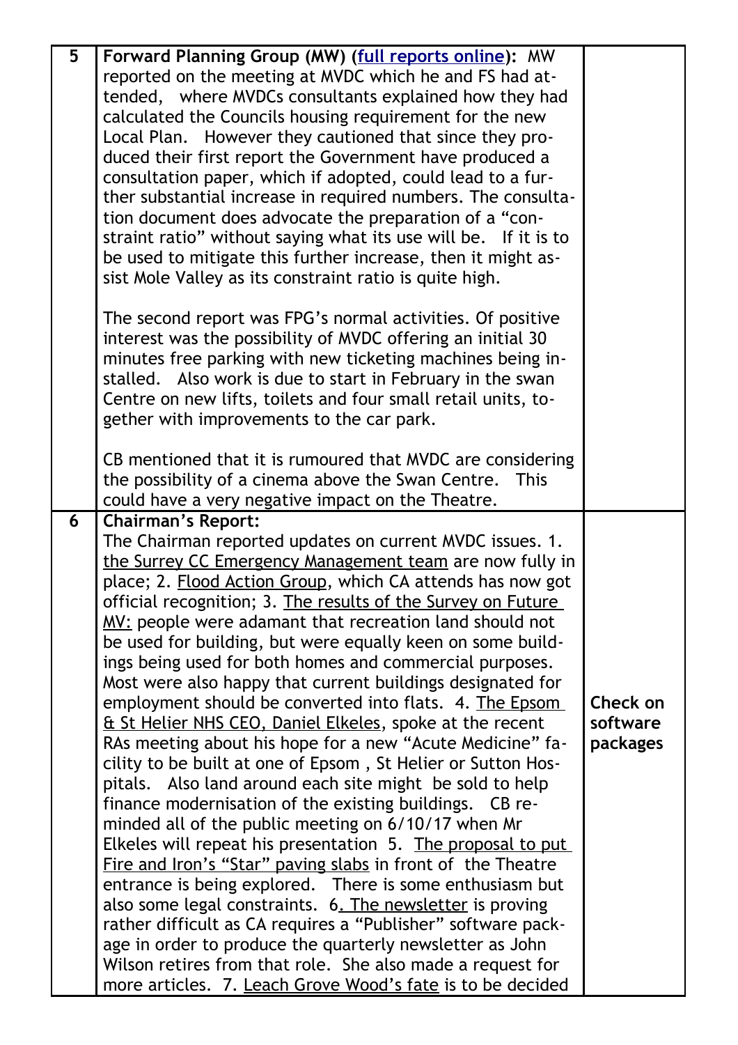| 5 | **Forward Planning Group (MW) (full reports online):** MW reported on the meeting at MVDC which he and FS had attended, where MVDCs consultants explained how they had calculated the Councils housing requirement for the new Local Plan. However they cautioned that since they produced their first report the Government have produced a consultation paper, which if adopted, could lead to a further substantial increase in required numbers. The consultation document does advocate the preparation of a "constraint ratio" without saying what its use will be. If it is to be used to mitigate this further increase, then it might assist Mole Valley as its constraint ratio is quite high.<br><br>The second report was FPG's normal activities. Of positive interest was the possibility of MVDC offering an initial 30 minutes free parking with new ticketing machines being installed. Also work is due to start in February in the swan Centre on new lifts, toilets and four small retail units, together with improvements to the car park.<br><br>CB mentioned that it is rumoured that MVDC are considering the possibility of a cinema above the Swan Centre. This could have a very negative impact on the Theatre. | |
|---|---|---|
| 6 | **Chairman's Report:**<br>The Chairman reported updates on current MVDC issues. 1. the Surrey CC Emergency Management team are now fully in place; 2. Flood Action Group, which CA attends has now got official recognition; 3. The results of the Survey on Future MV: people were adamant that recreation land should not be used for building, but were equally keen on some buildings being used for both homes and commercial purposes. Most were also happy that current buildings designated for employment should be converted into flats. 4. The Epsom & St Helier NHS CEO, Daniel Elkeles, spoke at the recent RAs meeting about his hope for a new "Acute Medicine" facility to be built at one of Epsom , St Helier or Sutton Hospitals. Also land around each site might be sold to help finance modernisation of the existing buildings. CB reminded all of the public meeting on 6/10/17 when Mr Elkeles will repeat his presentation 5. The proposal to put Fire and Iron's "Star" paving slabs in front of the Theatre entrance is being explored. There is some enthusiasm but also some legal constraints. 6. The newsletter is proving rather difficult as CA requires a "Publisher" software package in order to produce the quarterly newsletter as John Wilson retires from that role. She also made a request for more articles. 7. Leach Grove Wood's fate is to be decided | **Check on software packages** |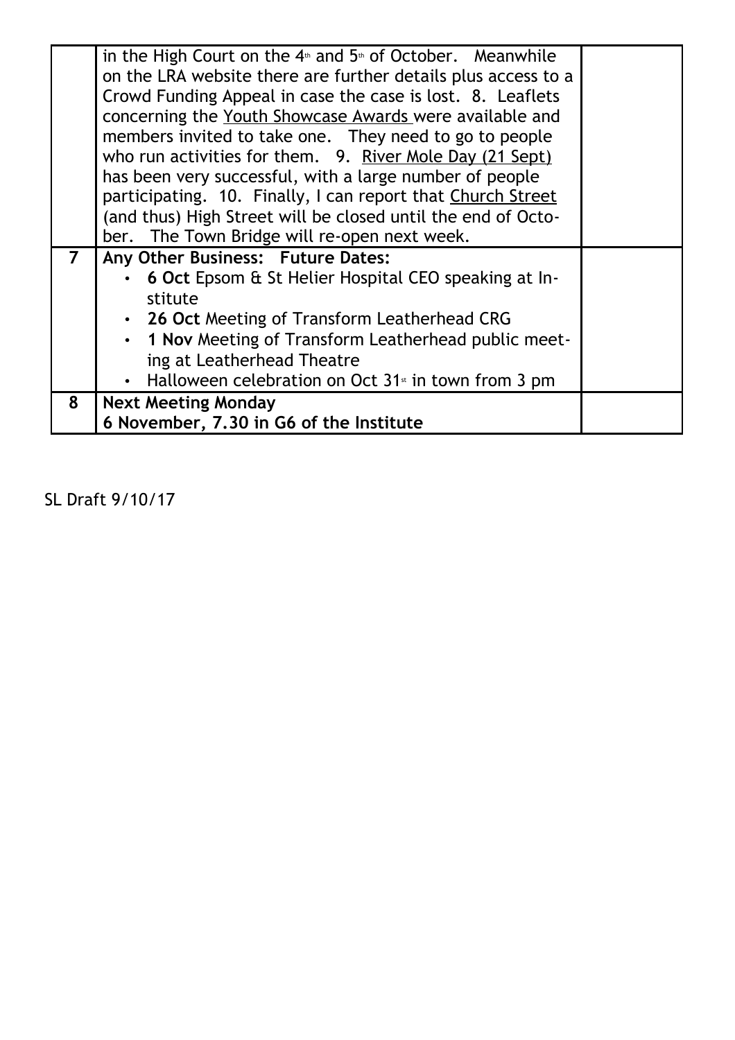| | | |
|---|---|---|
| | in the High Court on the 4th and 5th of October. Meanwhile on the LRA website there are further details plus access to a Crowd Funding Appeal in case the case is lost. 8. Leaflets concerning the Youth Showcase Awards were available and members invited to take one. They need to go to people who run activities for them. 9. River Mole Day (21 Sept) has been very successful, with a large number of people participating. 10. Finally, I can report that Church Street (and thus) High Street will be closed until the end of October. The Town Bridge will re-open next week. | |
| **7** | **Any Other Business: Future Dates:**<br>• **6 Oct** Epsom & St Helier Hospital CEO speaking at Institute<br>• **26 Oct** Meeting of Transform Leatherhead CRG<br>• **1 Nov** Meeting of Transform Leatherhead public meeting at Leatherhead Theatre<br>• Halloween celebration on Oct 31st in town from 3 pm | |
| **8** | **Next Meeting Monday**<br>**6 November, 7.30 in G6 of the Institute** | |

SL Draft 9/10/17